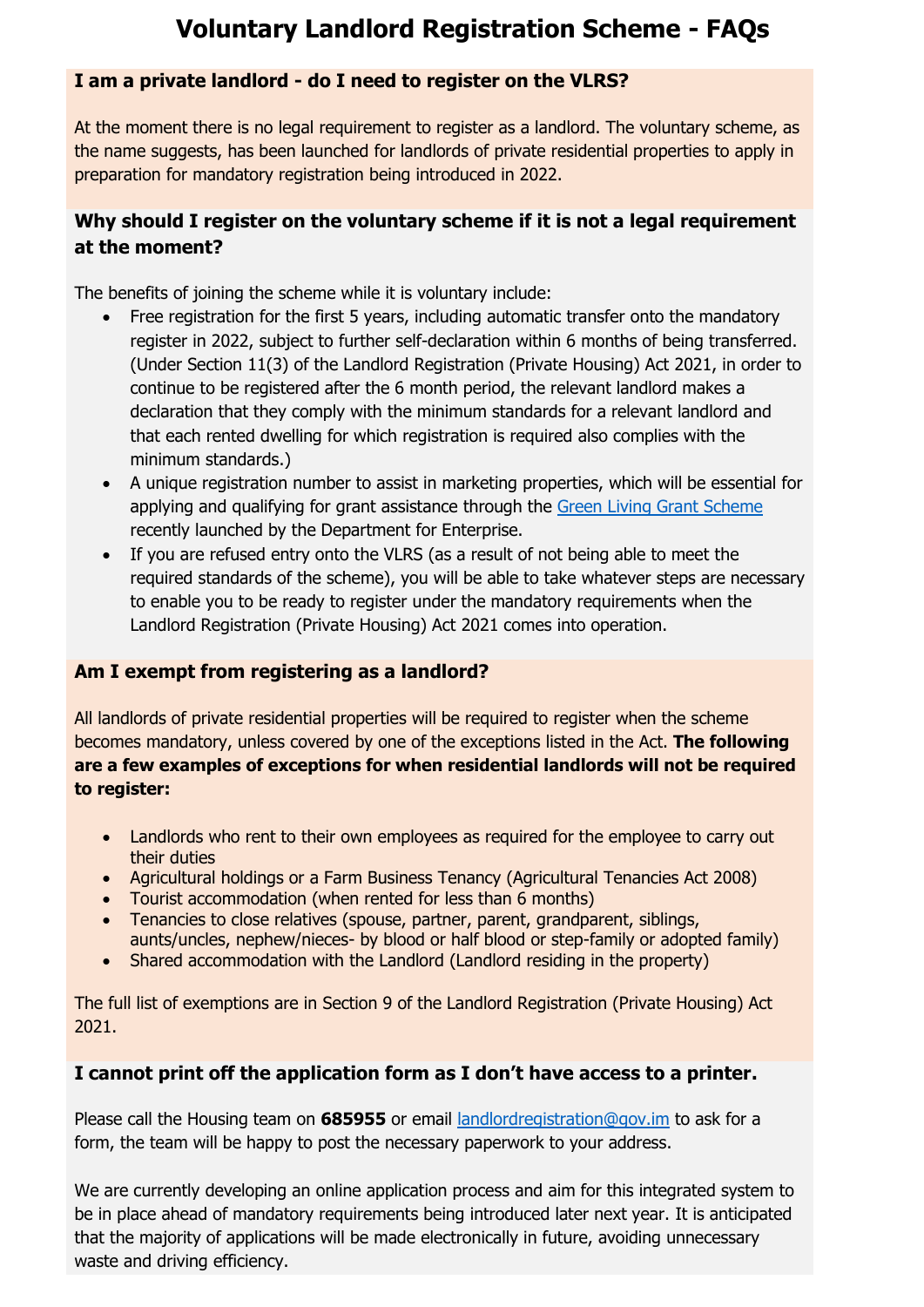# Voluntary Landlord Registration Scheme - FAQs

## I am a private landlord - do I need to register on the VLRS?

At the moment there is no legal requirement to register as a landlord. The voluntary scheme, as the name suggests, has been launched for landlords of private residential properties to apply in preparation for mandatory registration being introduced in 2022.

## Why should I register on the voluntary scheme if it is not a legal requirement at the moment?

The benefits of joining the scheme while it is voluntary include:

- Free registration for the first 5 years, including automatic transfer onto the mandatory register in 2022, subject to further self-declaration within 6 months of being transferred. (Under Section 11(3) of the Landlord Registration (Private Housing) Act 2021, in order to continue to be registered after the 6 month period, the relevant landlord makes a declaration that they comply with the minimum standards for a relevant landlord and that each rented dwelling for which registration is required also complies with the minimum standards.)
- A unique registration number to assist in marketing properties, which will be essential for applying and qualifying for grant assistance through the Green Living Grant Scheme recently launched by the Department for Enterprise.
- If you are refused entry onto the VLRS (as a result of not being able to meet the required standards of the scheme), you will be able to take whatever steps are necessary to enable you to be ready to register under the mandatory requirements when the Landlord Registration (Private Housing) Act 2021 comes into operation.

## Am I exempt from registering as a landlord?

All landlords of private residential properties will be required to register when the scheme becomes mandatory, unless covered by one of the exceptions listed in the Act. **The following are a few examples of exceptions for when residential landlords will not be required to register:**

- Landlords who rent to their own employees as required for the employee to carry out their duties
- Agricultural holdings or a Farm Business Tenancy (Agricultural Tenancies Act 2008)
- Tourist accommodation (when rented for less than 6 months)
- Tenancies to close relatives (spouse, partner, parent, grandparent, siblings, aunts/uncles, nephew/nieces- by blood or half blood or step-family or adopted family)
- Shared accommodation with the Landlord (Landlord residing in the property)

The full list of exemptions are in Section 9 of the Landlord Registration (Private Housing) Act 2021.

## I cannot print off the application form as I don't have access to a printer.

Please call the Housing team on **685955** or email landlordregistration@gov.im to ask for a form, the team will be happy to post the necessary paperwork to your address.

We are currently developing an online application process and aim for this integrated system to be in place ahead of mandatory requirements being introduced later next year. It is anticipated that the majority of applications will be made electronically in future, avoiding unnecessary waste and driving efficiency.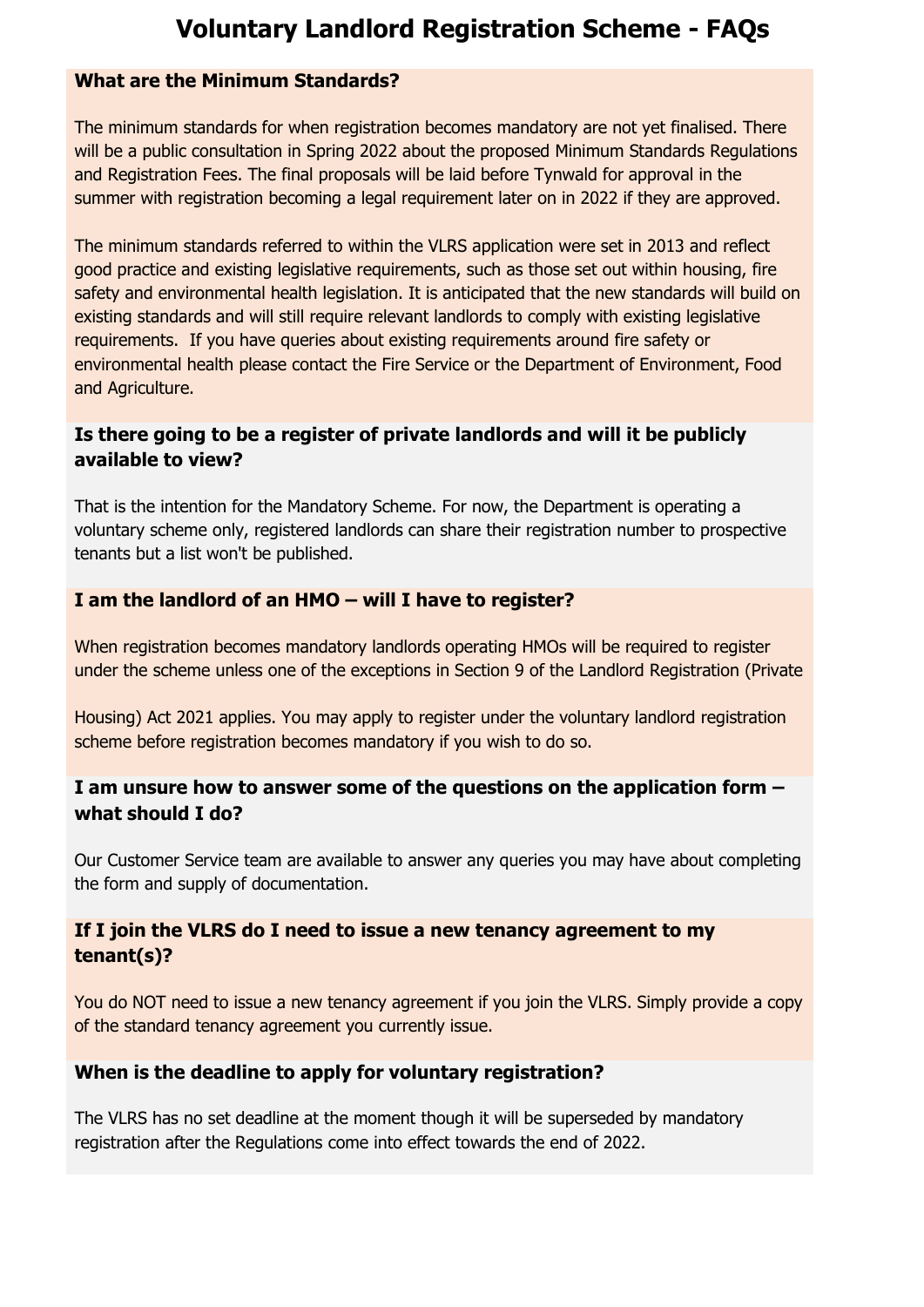# Voluntary Landlord Registration Scheme - FAQs

### What are the Minimum Standards?

The minimum standards for when registration becomes mandatory are not yet finalised. There will be a public consultation in Spring 2022 about the proposed Minimum Standards Regulations and Registration Fees. The final proposals will be laid before Tynwald for approval in the summer with registration becoming a legal requirement later on in 2022 if they are approved.

The minimum standards referred to within the VLRS application were set in 2013 and reflect good practice and existing legislative requirements, such as those set out within housing, fire safety and environmental health legislation. It is anticipated that the new standards will build on existing standards and will still require relevant landlords to comply with existing legislative requirements. If you have queries about existing requirements around fire safety or environmental health please contact the Fire Service or the Department of Environment, Food and Agriculture.

### Is there going to be a register of private landlords and will it be publicly available to view?

That is the intention for the Mandatory Scheme. For now, the Department is operating a voluntary scheme only, registered landlords can share their registration number to prospective tenants but a list won't be published.

### I am the landlord of an HMO – will I have to register?

When registration becomes mandatory landlords operating HMOs will be required to register under the scheme unless one of the exceptions in Section 9 of the Landlord Registration (Private Housing) Act 2021 applies. You may apply to register under the voluntary landlord registration scheme before registration becomes mandatory if you wish to do so.

### I am unsure how to answer some of the questions on the application form – what should I do?

Our Customer Service team are available to answer any queries you may have about completing the form and supply of documentation.

### If I join the VLRS do I need to issue a new tenancy agreement to my tenant(s)?

You do NOT need to issue a new tenancy agreement if you join the VLRS. Simply provide a copy of the standard tenancy agreement you currently issue.

### When is the deadline to apply for voluntary registration?

The VLRS has no set deadline at the moment though it will be superseded by mandatory registration after the Regulations come into effect towards the end of 2022.